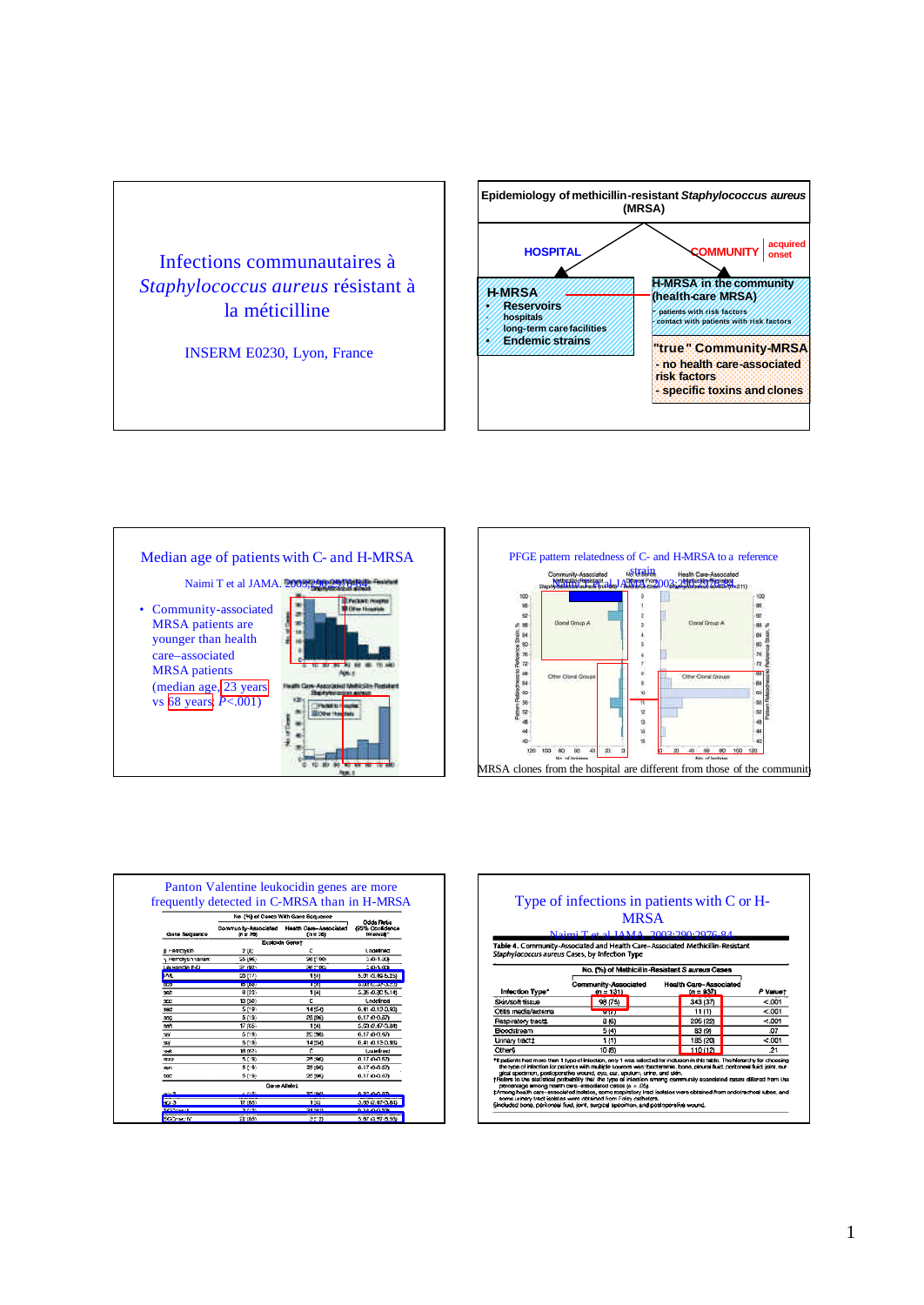## Infections communautaires à *Staphylococcus aureus* résistant à la méticilline

INSERM E0230, Lyon, France

---

## Epidemiology of methicillin-resistant *Staphylococcus aureus* (MRSA)

**HOSPITAL**

**H-MRSA**
- **Reservoirs**
  - hospitals
  - long-term care facilities
- **Endemic strains**

**COMMUNITY** — acquired onset

**H-MRSA in the community (health-care MRSA)**
- patients with risk factors
- contact with patients with risk factors

**"true" Community-MRSA**
- no health care-associated risk factors
- specific toxins and clones

---

## Median age of patients with C- and H-MRSA

Naimi T et al JAMA. 2003;290:2976-84

- Community-associated MRSA patients are younger than health care–associated MRSA patients (median age, 23 years vs 68 years, $P<.001$)

---

## PFGE pattern relatedness of C- and H-MRSA to a reference strain

Naimi T et al JAMA. 2003;290:2976-84

MRSA clones from the hospital are different from those of the community

---

## Panton Valentine leukocidin genes are more frequently detected in C-MRSA than in H-MRSA

---

## Type of infections in patients with C or H-MRSA

Naimi T et al JAMA. 2003;290:2976-84

**Table 4.** Community-Associated and Health Care–Associated Methicillin-Resistant *Staphylococcus aureus* Cases, by Infection Type

| Infection Type* | Community-Associated (n = 131) | Health Care–Associated (n = 937) | P Value† |
|---|---|---|---|
| Skin/soft tissue | 98 (75) | 343 (37) | <.001 |
| Otitis media/externa | 9 (7) | 11 (1) | <.001 |
| Respiratory tract‡ | 8 (6) | 205 (22) | <.001 |
| Bloodstream | 5 (4) | 83 (9) | .07 |
| Urinary tract‡ | 1 (1) | 185 (20) | <.001 |
| Other§ | 10 (8) | 110 (12) | .21 |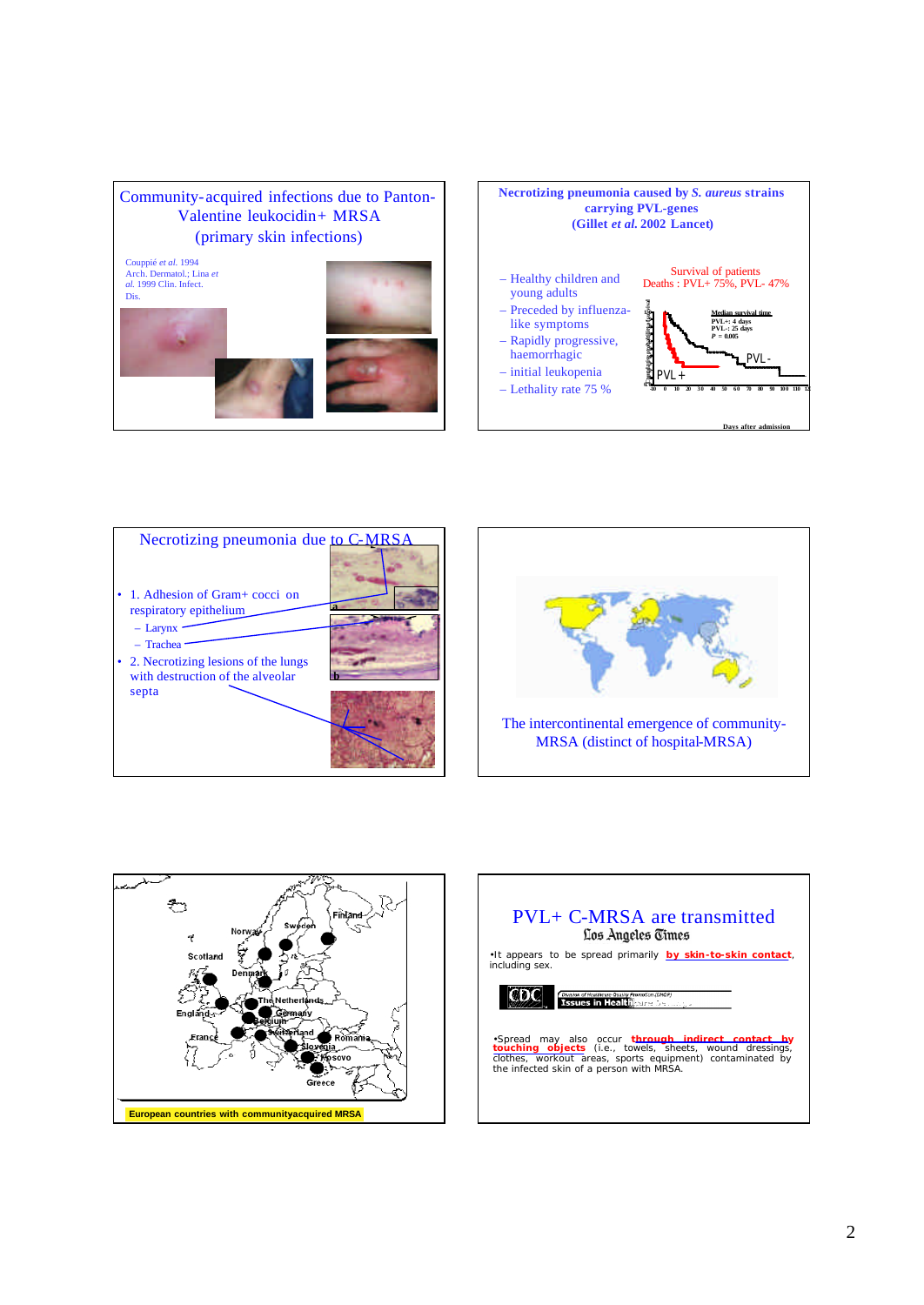## Community-acquired infections due to Panton-Valentine leukocidin+ MRSA (primary skin infections)

Couppié *et al.* 1994 Arch. Dermatol.; Lina *et al.* 1999 Clin. Infect. Dis.

## Necrotizing pneumonia caused by *S. aureus* strains carrying PVL-genes (Gillet *et al.* 2002 Lancet)

- Healthy children and young adults
- Preceded by influenza-like symptoms
- Rapidly progressive, haemorrhagic
- initial leukopenia
- Lethality rate 75 %

Survival of patients
Deaths : PVL+ 75%, PVL- 47%

Median survival time
PVL+: 4 days
PVL-: 25 days
$P = 0.005$

PVL+ PVL-

Days after admission

## Necrotizing pneumonia due to C-MRSA

- 1. Adhesion of Gram+ cocci on respiratory epithelium
  - Larynx
  - Trachea
- 2. Necrotizing lesions of the lungs with destruction of the alveolar septa

a

b

The intercontinental emergence of community-MRSA (distinct of hospital-MRSA)

Finland, Sweden, Norway, Scotland, Denmark, The Netherlands, England, Germany, Belgium, France, Switzerland, Romania, Slovenia, Kosovo, Greece

**European countries with communityacquired MRSA**

## PVL+ C-MRSA are transmitted

Los Angeles Times

•It appears to be spread primarily **by skin-to-skin contact**, including sex.

CDC Issues in Health

•Spread may also occur **through indirect contact by touching objects** (i.e., towels, sheets, wound dressings, clothes, workout areas, sports equipment) contaminated by the infected skin of a person with MRSA.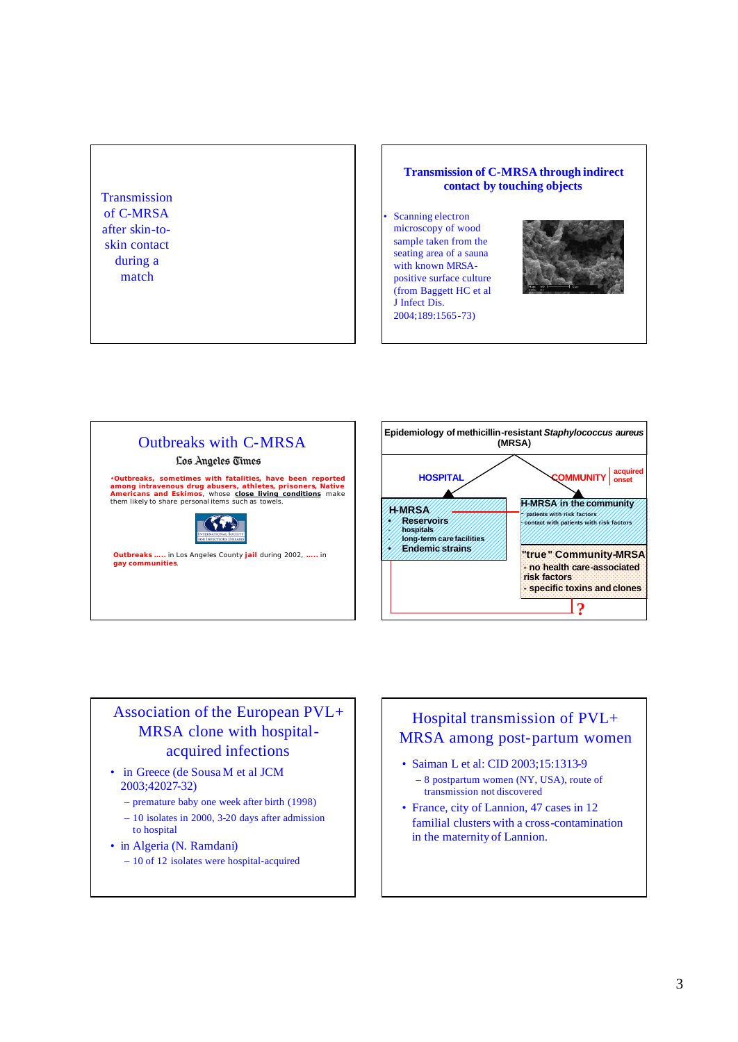## Transmission of C-MRSA after skin-to-skin contact during a match

## Transmission of C-MRSA through indirect contact by touching objects

- Scanning electron microscopy of wood sample taken from the seating area of a sauna with known MRSA-positive surface culture (from Baggett HC et al J Infect Dis. 2004;189:1565-73)

## Outbreaks with C-MRSA

Los Angeles Times

•**Outbreaks, sometimes with fatalities, have been reported among intravenous drug abusers, athletes, prisoners, Native Americans and Eskimos**, whose **close living conditions** make them likely to share personal items such as towels.

International Society for Infectious Diseases

**Outbreaks …..** in Los Angeles County **jail** during 2002, **…..** in **gay communities**.

## Epidemiology of methicillin-resistant *Staphylococcus aureus* (MRSA)

- **HOSPITAL**
  - **H-MRSA**
    - **Reservoirs**
      - hospitals
      - long-term care facilities
    - **Endemic strains**
- **COMMUNITY** (acquired onset)
  - **H-MRSA in the community**
    - patients with risk factors
    - contact with patients with risk factors
  - **"true" Community-MRSA**
    - no health care-associated risk factors
    - specific toxins and clones

**?**

## Association of the European PVL+ MRSA clone with hospital-acquired infections

- in Greece (de Sousa M et al JCM 2003;42027-32)
  - premature baby one week after birth (1998)
  - 10 isolates in 2000, 3-20 days after admission to hospital
- in Algeria (N. Ramdani)
  - 10 of 12 isolates were hospital-acquired

## Hospital transmission of PVL+ MRSA among post-partum women

- Saiman L et al: CID 2003;15:1313-9
  - 8 postpartum women (NY, USA), route of transmission not discovered
- France, city of Lannion, 47 cases in 12 familial clusters with a cross-contamination in the maternity of Lannion.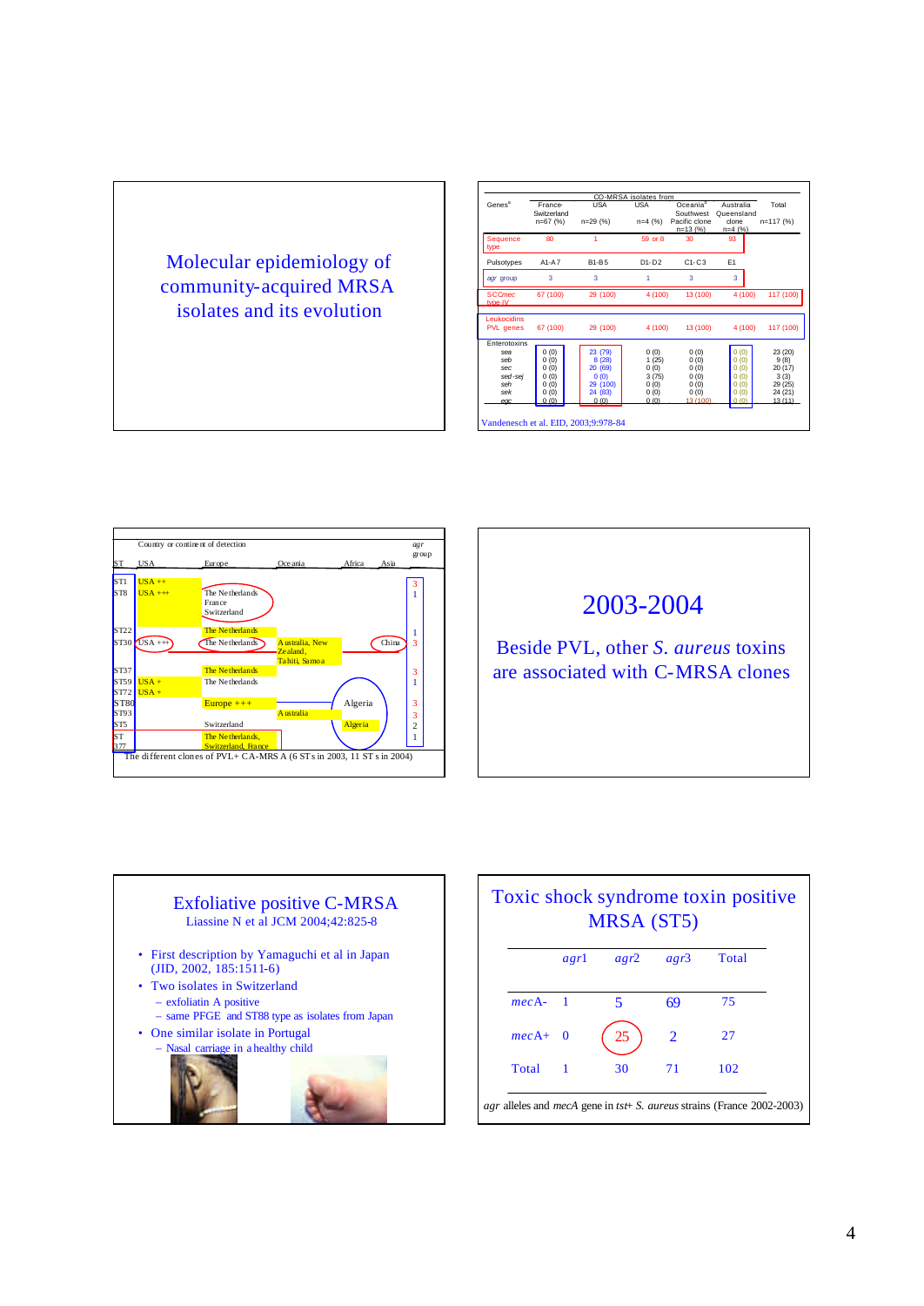## Molecular epidemiology of community-acquired MRSA isolates and its evolution

| Genes[a] | France Switzerland n=67 (%) | USA n=29 (%) | USA n=4 (%) | Oceania[a] Southwest Pacific clone n=13 (%) | Australia Queensland clone n=4 (%) | Total n=117 (%) |
|---|---|---|---|---|---|---|
| Sequence type | 80 | 1 | 59 or 8 | 30 | 93 | |
| Pulsotypes | A1-A7 | B1-B5 | D1-D2 | C1-C3 | E1 | |
| *agr* group | 3 | 3 | 1 | 3 | 3 | |
| SCCmec type IV | 67 (100) | 29 (100) | 4 (100) | 13 (100) | 4 (100) | 117 (100) |
| Leukocidins PVL genes | 67 (100) | 29 (100) | 4 (100) | 13 (100) | 4 (100) | 117 (100) |
| Enterotoxins | | | | | | |
| *sea* | 0 (0) | 23 (79) | 0 (0) | 0 (0) | 0 (0) | 23 (20) |
| *seb* | 0 (0) | 8 (28) | 1 (25) | 0 (0) | 0 (0) | 9 (8) |
| *sec* | 0 (0) | 20 (69) | 0 (0) | 0 (0) | 0 (0) | 20 (17) |
| *sed-sej* | 0 (0) | 0 (0) | 3 (75) | 0 (0) | 0 (0) | 3 (3) |
| *seh* | 0 (0) | 29 (100) | 0 (0) | 0 (0) | 0 (0) | 29 (25) |
| *sek* | 0 (0) | 24 (83) | 0 (0) | 0 (0) | 0 (0) | 24 (21) |
| *egc* | 0 (0) | 0 (0) | 0 (0) | 13 (100) | 0 (0) | 13 (11) |

Vandenesch et al. EID, 2003;9:978-84

| ST | USA | Europe | Oceania | Africa | Asia | *agr* group |
|---|---|---|---|---|---|---|
| ST1 | USA ++ | | | | | 3 |
| ST8 | USA +++ | The Netherlands, France, Switzerland | | | | 1 |
| ST22 | | The Netherlands | | | | 1 |
| ST30 | USA +++ | The Netherlands | Australia, New Zealand, Tahiti, Samoa | | China | 3 |
| ST37 | | The Netherlands | | | | 3 |
| ST59 | USA + | The Netherlands | | | | 1 |
| ST72 | USA + | | | | | |
| ST80 | | Europe +++ | | Algeria | | 3 |
| ST93 | | | Australia | | | 3 |
| ST5 | | Switzerland | | Algeria | | 2 |
| ST377 | | The Netherlands, Switzerland, France | | | | 1 |

The different clones of PVL+ CA-MRSA (6 STs in 2003, 11 STs in 2004)

## 2003-2004

Beside PVL, other *S. aureus* toxins are associated with C-MRSA clones

## Exfoliative positive C-MRSA

Liassine N et al JCM 2004;42:825-8

- First description by Yamaguchi et al in Japan (JID, 2002, 185:1511-6)
- Two isolates in Switzerland
  - exfoliatin A positive
  - same PFGE and ST88 type as isolates from Japan
- One similar isolate in Portugal
  - Nasal carriage in a healthy child

## Toxic shock syndrome toxin positive MRSA (ST5)

| | *agr1* | *agr2* | *agr3* | Total |
|---|---|---|---|---|
| *mecA*- | 1 | 5 | 69 | 75 |
| *mecA*+ | 0 | 25 | 2 | 27 |
| Total | 1 | 30 | 71 | 102 |

*agr* alleles and *mecA* gene in *tst*+ *S. aureus* strains (France 2002-2003)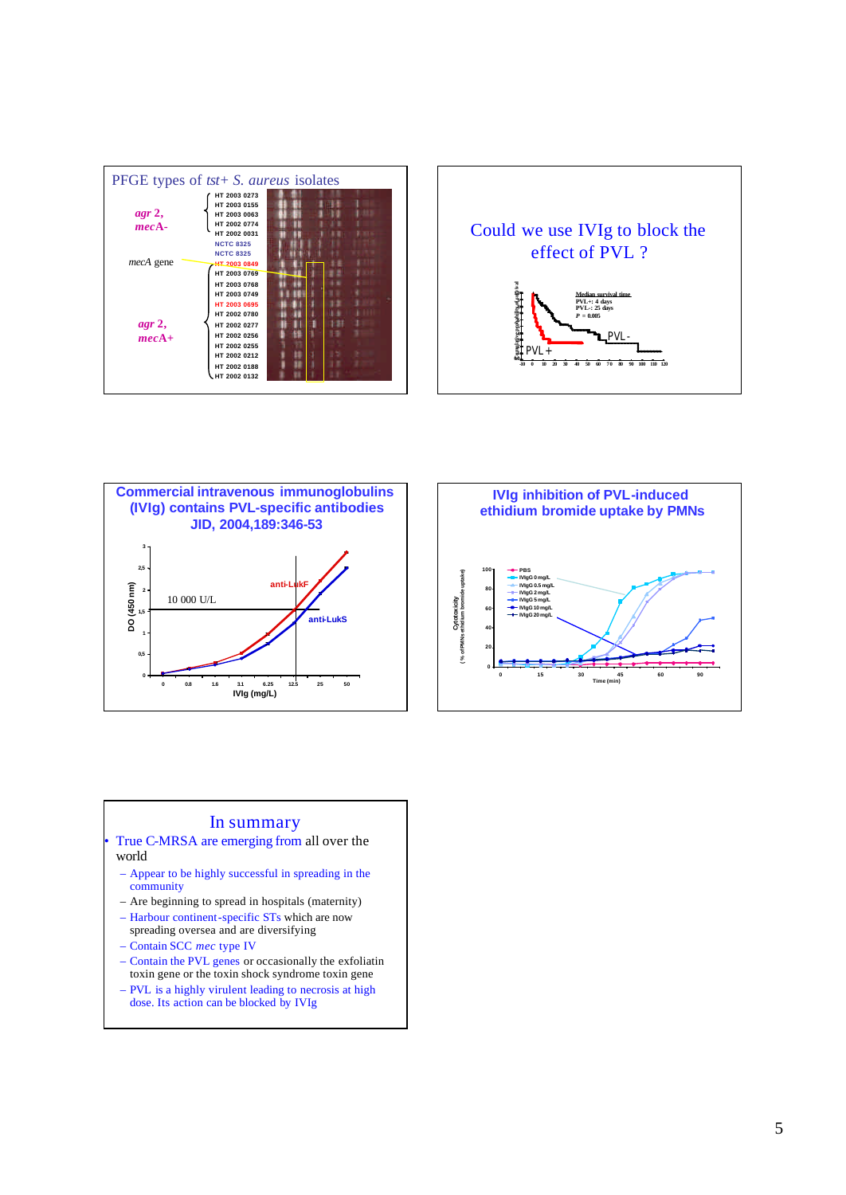## PFGE types of *tst+ S. aureus* isolates

*agr* 2,
*mecA*-

*mecA* gene

*agr* 2,
*mecA*+

HT 2003 0273
HT 2003 0155
HT 2003 0063
HT 2002 0774
HT 2002 0031
NCTC 8325
NCTC 8325
HT 2003 0849
HT 2003 0769
HT 2003 0768
HT 2003 0749
HT 2003 0695
HT 2002 0780
HT 2002 0277
HT 2002 0256
HT 2002 0255
HT 2002 0212
HT 2002 0188
HT 2002 0132

## Could we use IVIg to block the effect of PVL ?

Median survival time
PVL+: 4 days
PVL-: 25 days
P = 0.005

PVL -
PVL +

-10 0 10 20 30 40 50 60 70 80 90 100 110 120

## Commercial intravenous immunoglobulins (IVIg) contains PVL-specific antibodies
JID, 2004,189:346-53

DO (450 nm)

10 000 U/L

anti-LukF

anti-LukS

0 0.8 1.6 3.1 6.25 12.5 25 50

IVIg (mg/L)

## IVIg inhibition of PVL-induced ethidium bromide uptake by PMNs

Cytotoxicity
( % of PMNs ethidium bromide uptake)

PBS
IVIgG 0 mg/L
IVIgG 0.5 mg/L
IVIgG 2 mg/L
IVIgG 5 mg/L
IVIgG 10 mg/L
IVIgG 20 mg/L

0 15 30 45 60 90

Time (min)

## In summary

- True C-MRSA are emerging from all over the world
  - Appear to be highly successful in spreading in the community
  - Are beginning to spread in hospitals (maternity)
  - Harbour continent-specific STs which are now spreading oversea and are diversifying
  - Contain SCC *mec* type IV
  - Contain the PVL genes or occasionally the exfoliatin toxin gene or the toxin shock syndrome toxin gene
  - PVL is a highly virulent leading to necrosis at high dose. Its action can be blocked by IVIg